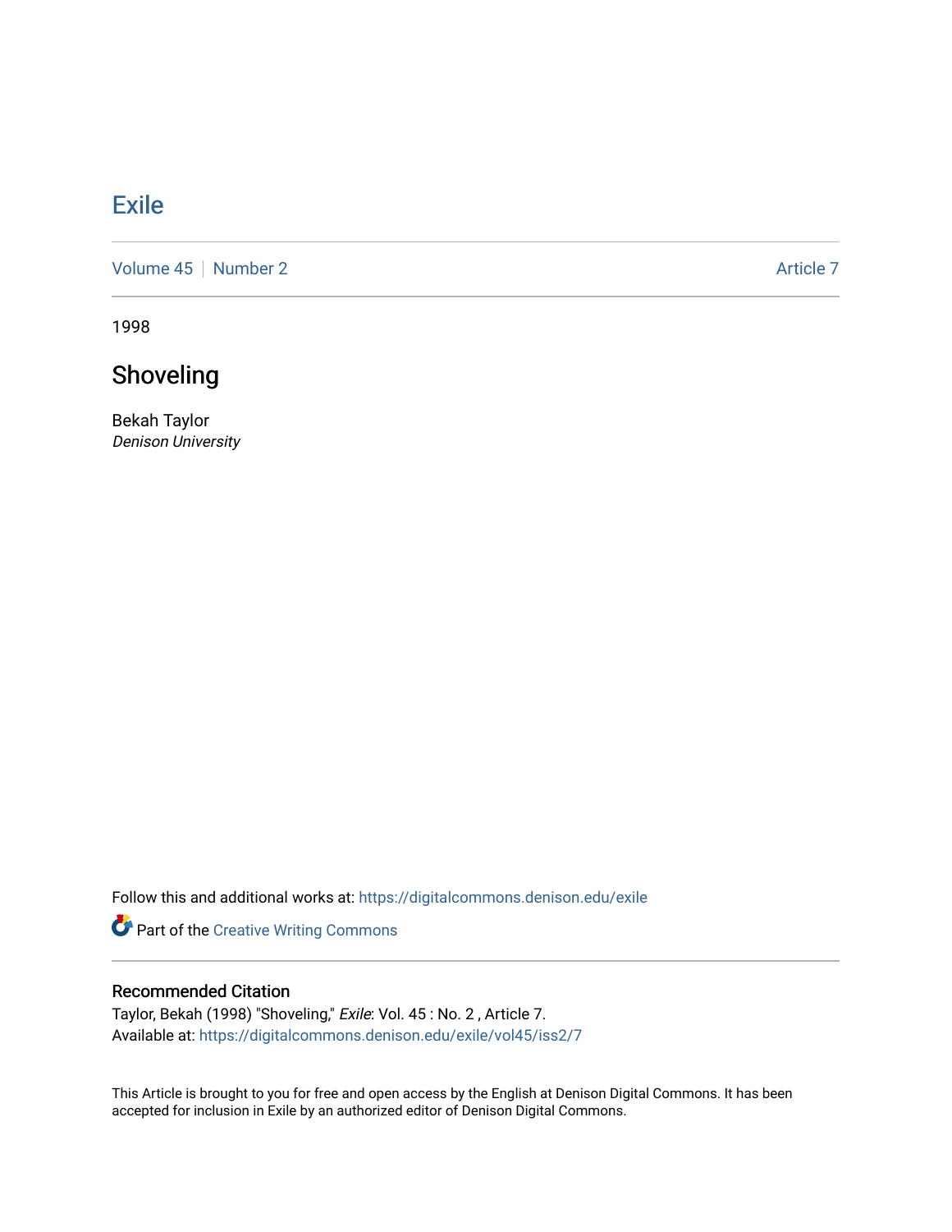# Exile

Volume 45 | Number 2 — Article 7

1998

## Shoveling

Bekah Taylor
*Denison University*

Follow this and additional works at: https://digitalcommons.denison.edu/exile

Part of the Creative Writing Commons

### Recommended Citation

Taylor, Bekah (1998) "Shoveling," *Exile*: Vol. 45 : No. 2 , Article 7.
Available at: https://digitalcommons.denison.edu/exile/vol45/iss2/7

This Article is brought to you for free and open access by the English at Denison Digital Commons. It has been accepted for inclusion in Exile by an authorized editor of Denison Digital Commons.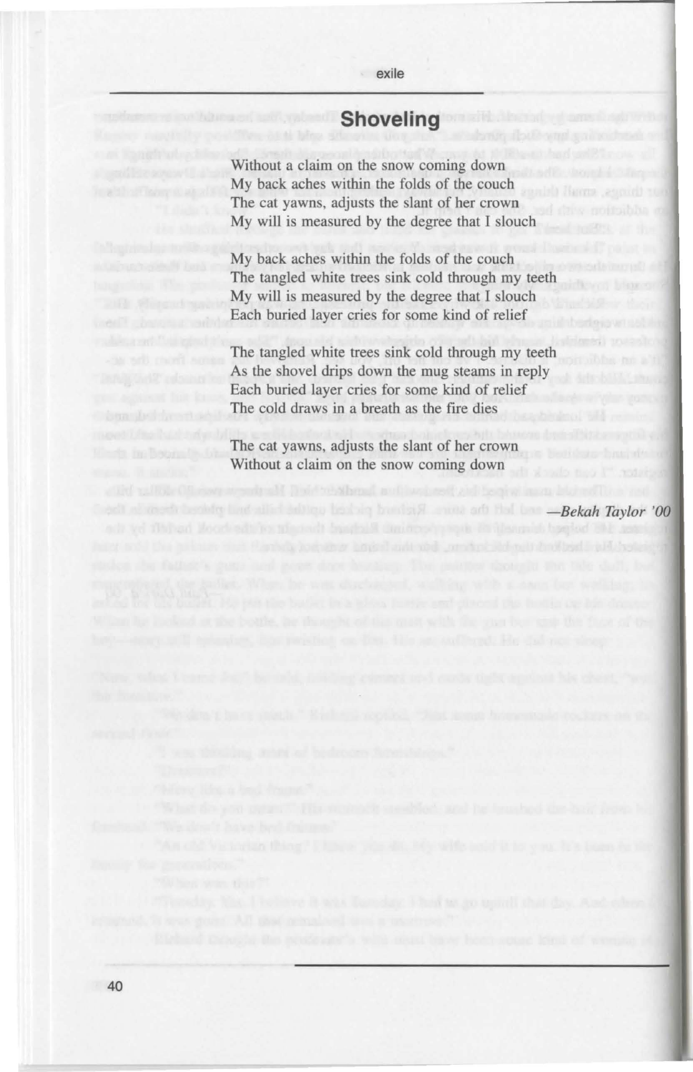# Shoveling

Without a claim on the snow coming down
My back aches within the folds of the couch
The cat yawns, adjusts the slant of her crown
My will is measured by the degree that I slouch

My back aches within the folds of the couch
The tangled white trees sink cold through my teeth
My will is measured by the degree that I slouch
Each buried layer cries for some kind of relief

The tangled white trees sink cold through my teeth
As the shovel drips down the mug steams in reply
Each buried layer cries for some kind of relief
The cold draws in a breath as the fire dies

The cat yawns, adjusts the slant of her crown
Without a claim on the snow coming down

*—Bekah Taylor '00*